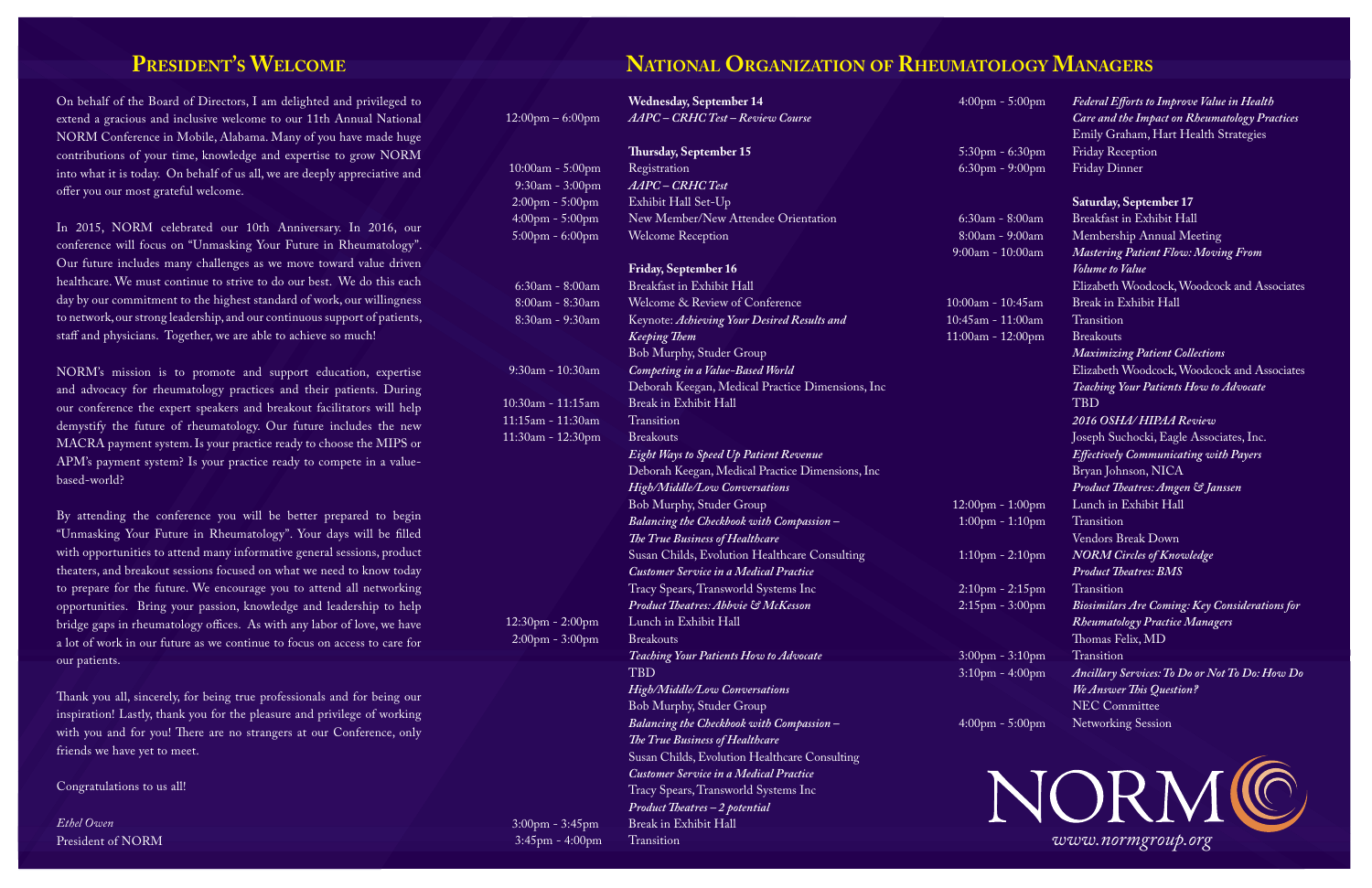## President's Welcome

On behalf of the Board of Directors, I am delighted and privileged to extend a gracious and inclusive welcome to our 11th Annual National NORM Conference in Mobile, Alabama. Many of you have made huge contributions of your time, knowledge and expertise to grow NORM into what it is today. On behalf of us all, we are deeply appreciative and offer you our most grateful welcome.

In 2015, NORM celebrated our 10th Anniversary. In 2016, our conference will focus on "Unmasking Your Future in Rheumatology". Our future includes many challenges as we move toward value driven healthcare. We must continue to strive to do our best. We do this each day by our commitment to the highest standard of work, our willingness to network, our strong leadership, and our continuous support of patients, staff and physicians. Together, we are able to achieve so much!

NORM's mission is to promote and support education, expertise and advocacy for rheumatology practices and their patients. During our conference the expert speakers and breakout facilitators will help demystify the future of rheumatology. Our future includes the new MACRA payment system. Is your practice ready to choose the MIPS or APM's payment system? Is your practice ready to compete in a value-based-world?

By attending the conference you will be better prepared to begin "Unmasking Your Future in Rheumatology". Your days will be filled with opportunities to attend many informative general sessions, product theaters, and breakout sessions focused on what we need to know today to prepare for the future. We encourage you to attend all networking opportunities. Bring your passion, knowledge and leadership to help bridge gaps in rheumatology offices. As with any labor of love, we have a lot of work in our future as we continue to focus on access to care for our patients.

Thank you all, sincerely, for being true professionals and for being our inspiration! Lastly, thank you for the pleasure and privilege of working with you and for you! There are no strangers at our Conference, only friends we have yet to meet.

Congratulations to us all!

*Ethel Owen*
President of NORM

## National Organization of Rheumatology Managers

**Wednesday, September 14**

12:00pm – 6:00pm *AAPC – CRHC Test – Review Course*

**Thursday, September 15**

10:00am - 5:00pm Registration
9:30am - 3:00pm *AAPC – CRHC Test*
2:00pm - 5:00pm Exhibit Hall Set-Up
4:00pm - 5:00pm New Member/New Attendee Orientation
5:00pm - 6:00pm Welcome Reception

**Friday, September 16**

6:30am - 8:00am Breakfast in Exhibit Hall
8:00am - 8:30am Welcome & Review of Conference
8:30am - 9:30am Keynote: *Achieving Your Desired Results and Keeping Them*
Bob Murphy, Studer Group
9:30am - 10:30am *Competing in a Value-Based World*
Deborah Keegan, Medical Practice Dimensions, Inc
10:30am - 11:15am Break in Exhibit Hall
11:15am - 11:30am Transition
11:30am - 12:30pm Breakouts
*Eight Ways to Speed Up Patient Revenue*
Deborah Keegan, Medical Practice Dimensions, Inc
*High/Middle/Low Conversations*
Bob Murphy, Studer Group
*Balancing the Checkbook with Compassion – The True Business of Healthcare*
Susan Childs, Evolution Healthcare Consulting
*Customer Service in a Medical Practice*
Tracy Spears, Transworld Systems Inc
*Product Theatres: Abbvie & McKesson*
12:30pm - 2:00pm Lunch in Exhibit Hall
2:00pm - 3:00pm Breakouts
*Teaching Your Patients How to Advocate*
TBD
*High/Middle/Low Conversations*
Bob Murphy, Studer Group
*Balancing the Checkbook with Compassion – The True Business of Healthcare*
Susan Childs, Evolution Healthcare Consulting
*Customer Service in a Medical Practice*
Tracy Spears, Transworld Systems Inc
*Product Theatres – 2 potential*
3:00pm - 3:45pm Break in Exhibit Hall
3:45pm - 4:00pm Transition
4:00pm - 5:00pm *Federal Efforts to Improve Value in Health Care and the Impact on Rheumatology Practices*
Emily Graham, Hart Health Strategies
5:30pm - 6:30pm Friday Reception
6:30pm - 9:00pm Friday Dinner

**Saturday, September 17**

6:30am - 8:00am Breakfast in Exhibit Hall
8:00am - 9:00am Membership Annual Meeting
9:00am - 10:00am *Mastering Patient Flow: Moving From Volume to Value*
Elizabeth Woodcock, Woodcock and Associates
10:00am - 10:45am Break in Exhibit Hall
10:45am - 11:00am Transition
11:00am - 12:00pm Breakouts
*Maximizing Patient Collections*
Elizabeth Woodcock, Woodcock and Associates
*Teaching Your Patients How to Advocate*
TBD
*2016 OSHA/ HIPAA Review*
Joseph Suchocki, Eagle Associates, Inc.
*Effectively Communicating with Payers*
Bryan Johnson, NICA
*Product Theatres: Amgen & Janssen*
12:00pm - 1:00pm Lunch in Exhibit Hall
1:00pm - 1:10pm Transition
Vendors Break Down
1:10pm - 2:10pm *NORM Circles of Knowledge*
*Product Theatres: BMS*
2:10pm - 2:15pm Transition
2:15pm - 3:00pm *Biosimilars Are Coming: Key Considerations for Rheumatology Practice Managers*
Thomas Felix, MD
3:00pm - 3:10pm Transition
3:10pm - 4:00pm *Ancillary Services: To Do or Not To Do: How Do We Answer This Question?*
NEC Committee
4:00pm - 5:00pm Networking Session

NORM
*www.normgroup.org*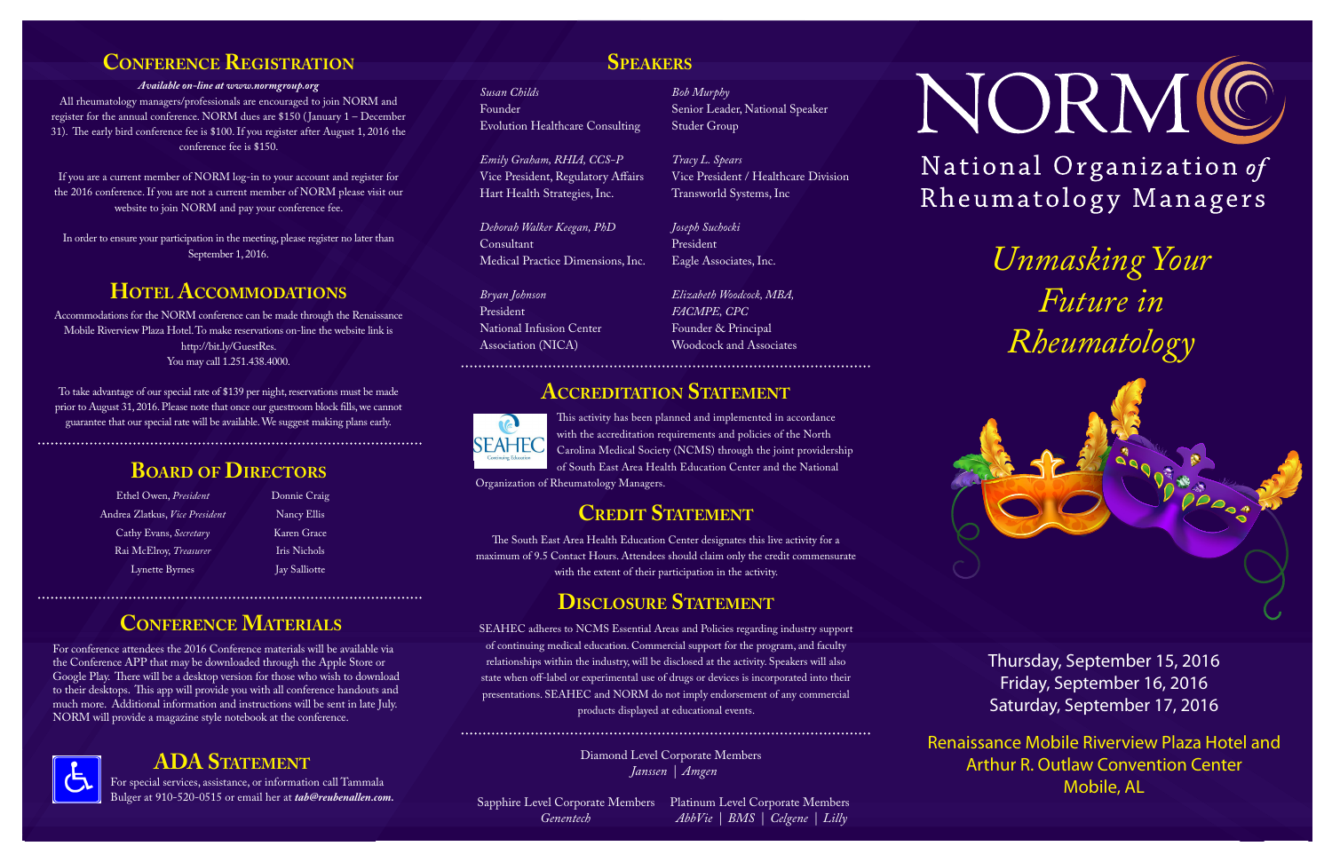## Conference Registration

*Available on-line at www.normgroup.org*

All rheumatology managers/professionals are encouraged to join NORM and register for the annual conference. NORM dues are $150 (January 1 – December 31). The early bird conference fee is $100. If you register after August 1, 2016 the conference fee is $150.

If you are a current member of NORM log-in to your account and register for the 2016 conference. If you are not a current member of NORM please visit our website to join NORM and pay your conference fee.

In order to ensure your participation in the meeting, please register no later than September 1, 2016.

## Hotel Accommodations

Accommodations for the NORM conference can be made through the Renaissance Mobile Riverview Plaza Hotel. To make reservations on-line the website link is http://bit.ly/GuestRes.
You may call 1.251.438.4000.

To take advantage of our special rate of $139 per night, reservations must be made prior to August 31, 2016. Please note that once our guestroom block fills, we cannot guarantee that our special rate will be available. We suggest making plans early.

## Board of Directors

Ethel Owen, *President*
Andrea Zlatkus, *Vice President*
Cathy Evans, *Secretary*
Rai McElroy, *Treasurer*
Lynette Byrnes
Donnie Craig
Nancy Ellis
Karen Grace
Iris Nichols
Jay Salliotte

## Conference Materials

For conference attendees the 2016 Conference materials will be available via the Conference APP that may be downloaded through the Apple Store or Google Play. There will be a desktop version for those who wish to download to their desktops. This app will provide you with all conference handouts and much more. Additional information and instructions will be sent in late July. NORM will provide a magazine style notebook at the conference.

## ADA Statement

For special services, assistance, or information call Tammala Bulger at 910-520-0515 or email her at ***tab@reubenallen.com***.

## Speakers

*Susan Childs*
Founder
Evolution Healthcare Consulting

*Emily Graham, RHIA, CCS-P*
Vice President, Regulatory Affairs
Hart Health Strategies, Inc.

*Deborah Walker Keegan, PhD*
Consultant
Medical Practice Dimensions, Inc.

*Bryan Johnson*
President
National Infusion Center Association (NICA)

*Bob Murphy*
Senior Leader, National Speaker
Studer Group

*Tracy L. Spears*
Vice President / Healthcare Division
Transworld Systems, Inc

*Joseph Suchocki*
President
Eagle Associates, Inc.

*Elizabeth Woodcock, MBA, FACMPE, CPC*
Founder & Principal
Woodcock and Associates

## Accreditation Statement

This activity has been planned and implemented in accordance with the accreditation requirements and policies of the North Carolina Medical Society (NCMS) through the joint providership of South East Area Health Education Center and the National Organization of Rheumatology Managers.

## Credit Statement

The South East Area Health Education Center designates this live activity for a maximum of 9.5 Contact Hours. Attendees should claim only the credit commensurate with the extent of their participation in the activity.

## Disclosure Statement

SEAHEC adheres to NCMS Essential Areas and Policies regarding industry support of continuing medical education. Commercial support for the program, and faculty relationships within the industry, will be disclosed at the activity. Speakers will also state when off-label or experimental use of drugs or devices is incorporated into their presentations. SEAHEC and NORM do not imply endorsement of any commercial products displayed at educational events.

Diamond Level Corporate Members
*Janssen | Amgen*

Sapphire Level Corporate Members
*Genentech*

Platinum Level Corporate Members
*AbbVie | BMS | Celgene | Lilly*

# NORM

National Organization *of* Rheumatology Managers

*Unmasking Your Future in Rheumatology*

Thursday, September 15, 2016
Friday, September 16, 2016
Saturday, September 17, 2016

Renaissance Mobile Riverview Plaza Hotel and Arthur R. Outlaw Convention Center
Mobile, AL